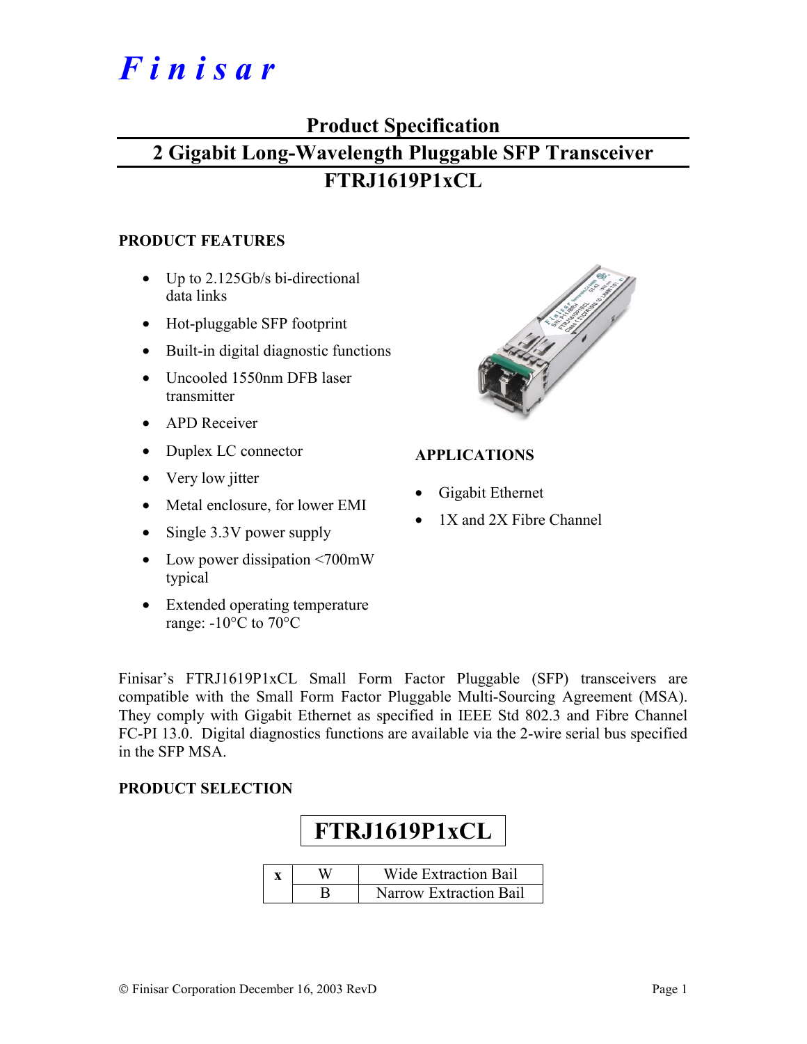# Finisar

## Product Specification

## 2 Gigabit Long-Wavelength Pluggable SFP Transceiver

## FTRJ1619P1xCL

### PRODUCT FEATURES

- Up to 2.125Gb/s bi-directional data links
- Hot-pluggable SFP footprint
- Built-in digital diagnostic functions
- Uncooled 1550nm DFB laser transmitter
- APD Receiver
- Duplex LC connector
- Very low jitter
- Metal enclosure, for lower EMI
- Single 3.3V power supply
- Low power dissipation <700mW typical
- Extended operating temperature range: -10°C to 70°C

### APPLICATIONS

- Gigabit Ethernet
- 1X and 2X Fibre Channel

Finisar's FTRJ1619P1xCL Small Form Factor Pluggable (SFP) transceivers are compatible with the Small Form Factor Pluggable Multi-Sourcing Agreement (MSA). They comply with Gigabit Ethernet as specified in IEEE Std 802.3 and Fibre Channel FC-PI 13.0. Digital diagnostics functions are available via the 2-wire serial bus specified in the SFP MSA.

### PRODUCT SELECTION

**FTRJ1619P1xCL**

| x | W | Wide Extraction Bail |
|---|---|---|
|   | B | Narrow Extraction Bail |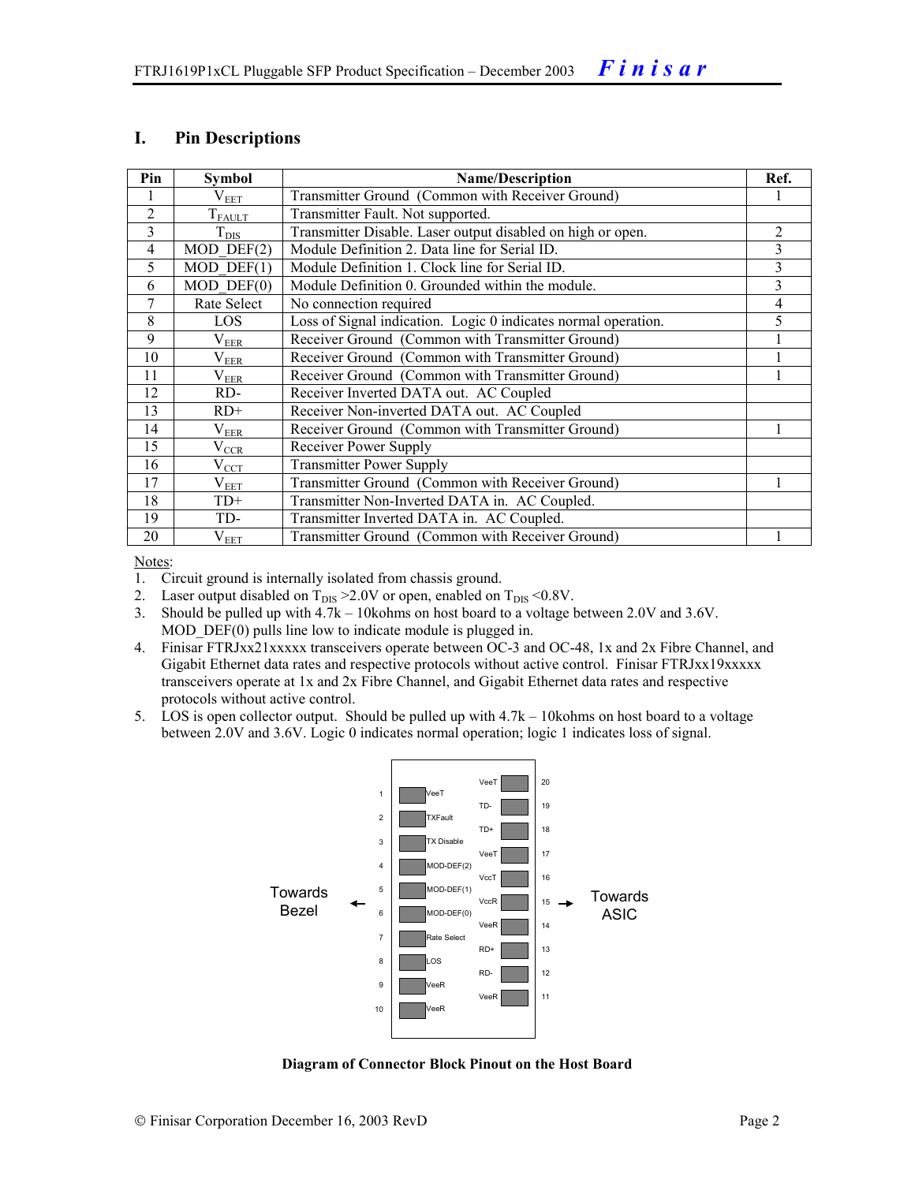## I. Pin Descriptions

| Pin | Symbol | Name/Description | Ref. |
|---|---|---|---|
| 1 | $V_{EET}$ | Transmitter Ground (Common with Receiver Ground) | 1 |
| 2 | $T_{FAULT}$ | Transmitter Fault. Not supported. | |
| 3 | $T_{DIS}$ | Transmitter Disable. Laser output disabled on high or open. | 2 |
| 4 | MOD_DEF(2) | Module Definition 2. Data line for Serial ID. | 3 |
| 5 | MOD_DEF(1) | Module Definition 1. Clock line for Serial ID. | 3 |
| 6 | MOD_DEF(0) | Module Definition 0. Grounded within the module. | 3 |
| 7 | Rate Select | No connection required | 4 |
| 8 | LOS | Loss of Signal indication. Logic 0 indicates normal operation. | 5 |
| 9 | $V_{EER}$ | Receiver Ground (Common with Transmitter Ground) | 1 |
| 10 | $V_{EER}$ | Receiver Ground (Common with Transmitter Ground) | 1 |
| 11 | $V_{EER}$ | Receiver Ground (Common with Transmitter Ground) | 1 |
| 12 | RD- | Receiver Inverted DATA out. AC Coupled | |
| 13 | RD+ | Receiver Non-inverted DATA out. AC Coupled | |
| 14 | $V_{EER}$ | Receiver Ground (Common with Transmitter Ground) | 1 |
| 15 | $V_{CCR}$ | Receiver Power Supply | |
| 16 | $V_{CCT}$ | Transmitter Power Supply | |
| 17 | $V_{EET}$ | Transmitter Ground (Common with Receiver Ground) | 1 |
| 18 | TD+ | Transmitter Non-Inverted DATA in. AC Coupled. | |
| 19 | TD- | Transmitter Inverted DATA in. AC Coupled. | |
| 20 | $V_{EET}$ | Transmitter Ground (Common with Receiver Ground) | 1 |

Notes:

1. Circuit ground is internally isolated from chassis ground.
2. Laser output disabled on $T_{DIS}$ >2.0V or open, enabled on $T_{DIS}$ <0.8V.
3. Should be pulled up with 4.7k – 10kohms on host board to a voltage between 2.0V and 3.6V. MOD_DEF(0) pulls line low to indicate module is plugged in.
4. Finisar FTRJxx21xxxxx transceivers operate between OC-3 and OC-48, 1x and 2x Fibre Channel, and Gigabit Ethernet data rates and respective protocols without active control. Finisar FTRJxx19xxxxx transceivers operate at 1x and 2x Fibre Channel, and Gigabit Ethernet data rates and respective protocols without active control.
5. LOS is open collector output. Should be pulled up with 4.7k – 10kohms on host board to a voltage between 2.0V and 3.6V. Logic 0 indicates normal operation; logic 1 indicates loss of signal.

**Diagram of Connector Block Pinout on the Host Board**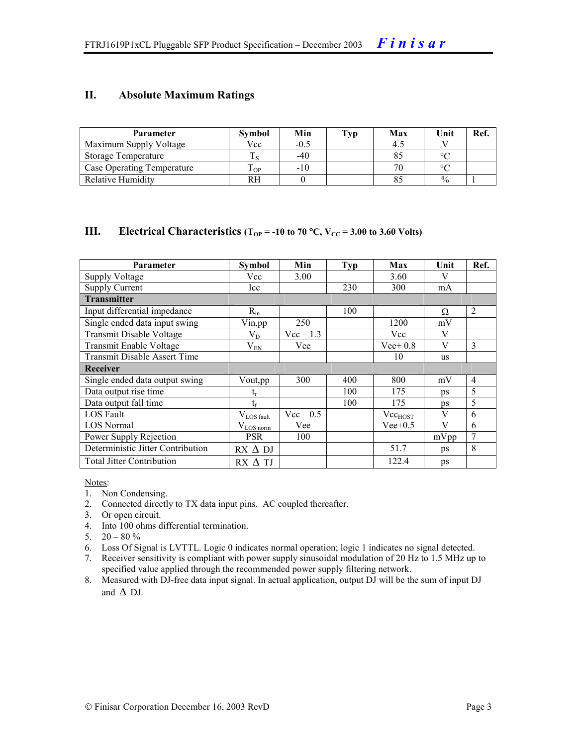## II. Absolute Maximum Ratings

| Parameter | Symbol | Min | Typ | Max | Unit | Ref. |
|---|---|---|---|---|---|---|
| Maximum Supply Voltage | Vcc | -0.5 | | 4.5 | V | |
| Storage Temperature | $T_S$ | -40 | | 85 | °C | |
| Case Operating Temperature | $T_{OP}$ | -10 | | 70 | °C | |
| Relative Humidity | RH | 0 | | 85 | % | 1 |

## III. Electrical Characteristics ($T_{OP}$ = -10 to 70 °C, $V_{CC}$ = 3.00 to 3.60 Volts)

| Parameter | Symbol | Min | Typ | Max | Unit | Ref. |
|---|---|---|---|---|---|---|
| Supply Voltage | Vcc | 3.00 | | 3.60 | V | |
| Supply Current | Icc | | 230 | 300 | mA | |
| **Transmitter** | | | | | | |
| Input differential impedance | $R_{in}$ | | 100 | | Ω | 2 |
| Single ended data input swing | Vin,pp | 250 | | 1200 | mV | |
| Transmit Disable Voltage | $V_D$ | Vcc – 1.3 | | Vcc | V | |
| Transmit Enable Voltage | $V_{EN}$ | Vee | | Vee+ 0.8 | V | 3 |
| Transmit Disable Assert Time | | | | 10 | us | |
| **Receiver** | | | | | | |
| Single ended data output swing | Vout,pp | 300 | 400 | 800 | mV | 4 |
| Data output rise time | $t_r$ | | 100 | 175 | ps | 5 |
| Data output fall time | $t_f$ | | 100 | 175 | ps | 5 |
| LOS Fault | $V_{LOS\ fault}$ | Vcc – 0.5 | | $Vcc_{HOST}$ | V | 6 |
| LOS Normal | $V_{LOS\ norm}$ | Vee | | Vee+0.5 | V | 6 |
| Power Supply Rejection | PSR | 100 | | | mVpp | 7 |
| Deterministic Jitter Contribution | RX Δ DJ | | | 51.7 | ps | 8 |
| Total Jitter Contribution | RX Δ TJ | | | 122.4 | ps | |

Notes:

1. Non Condensing.
2. Connected directly to TX data input pins. AC coupled thereafter.
3. Or open circuit.
4. Into 100 ohms differential termination.
5. 20 – 80 %
6. Loss Of Signal is LVTTL. Logic 0 indicates normal operation; logic 1 indicates no signal detected.
7. Receiver sensitivity is compliant with power supply sinusoidal modulation of 20 Hz to 1.5 MHz up to specified value applied through the recommended power supply filtering network.
8. Measured with DJ-free data input signal. In actual application, output DJ will be the sum of input DJ and Δ DJ.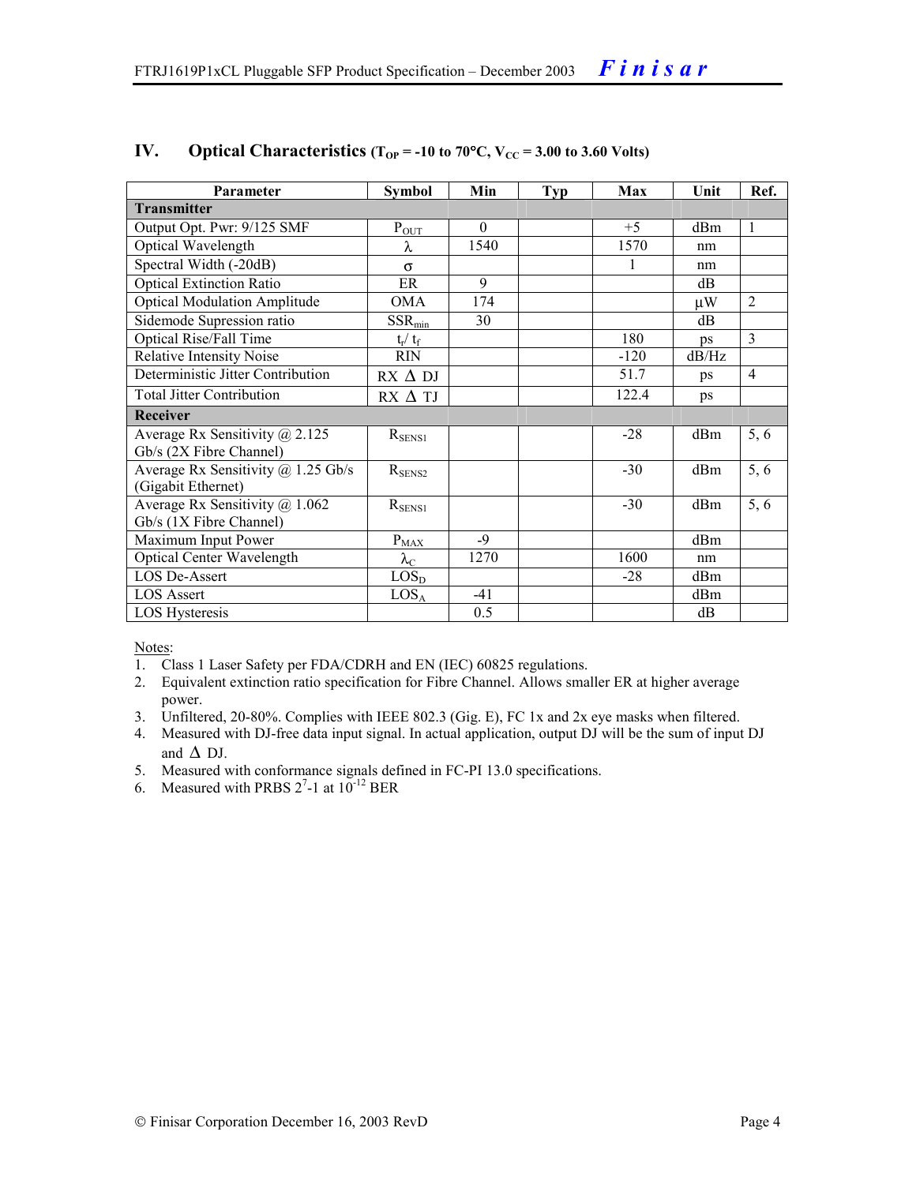## IV. Optical Characteristics ($T_{OP}$ = -10 to 70°C, $V_{CC}$ = 3.00 to 3.60 Volts)

| Parameter | Symbol | Min | Typ | Max | Unit | Ref. |
|---|---|---|---|---|---|---|
| **Transmitter** | | | | | | |
| Output Opt. Pwr: 9/125 SMF | $P_{OUT}$ | 0 | | +5 | dBm | 1 |
| Optical Wavelength | $\lambda$ | 1540 | | 1570 | nm | |
| Spectral Width (-20dB) | $\sigma$ | | | 1 | nm | |
| Optical Extinction Ratio | ER | 9 | | | dB | |
| Optical Modulation Amplitude | OMA | 174 | | | μW | 2 |
| Sidemode Supression ratio | $SSR_{min}$ | 30 | | | dB | |
| Optical Rise/Fall Time | $t_r$/ $t_f$ | | | 180 | ps | 3 |
| Relative Intensity Noise | RIN | | | -120 | dB/Hz | |
| Deterministic Jitter Contribution | RX Δ DJ | | | 51.7 | ps | 4 |
| Total Jitter Contribution | RX Δ TJ | | | 122.4 | ps | |
| **Receiver** | | | | | | |
| Average Rx Sensitivity @ 2.125 Gb/s (2X Fibre Channel) | $R_{SENS1}$ | | | -28 | dBm | 5, 6 |
| Average Rx Sensitivity @ 1.25 Gb/s (Gigabit Ethernet) | $R_{SENS2}$ | | | -30 | dBm | 5, 6 |
| Average Rx Sensitivity @ 1.062 Gb/s (1X Fibre Channel) | $R_{SENS1}$ | | | -30 | dBm | 5, 6 |
| Maximum Input Power | $P_{MAX}$ | -9 | | | dBm | |
| Optical Center Wavelength | $\lambda_C$ | 1270 | | 1600 | nm | |
| LOS De-Assert | $LOS_D$ | | | -28 | dBm | |
| LOS Assert | $LOS_A$ | -41 | | | dBm | |
| LOS Hysteresis | | 0.5 | | | dB | |

Notes:

1. Class 1 Laser Safety per FDA/CDRH and EN (IEC) 60825 regulations.
2. Equivalent extinction ratio specification for Fibre Channel. Allows smaller ER at higher average power.
3. Unfiltered, 20-80%. Complies with IEEE 802.3 (Gig. E), FC 1x and 2x eye masks when filtered.
4. Measured with DJ-free data input signal. In actual application, output DJ will be the sum of input DJ and Δ DJ.
5. Measured with conformance signals defined in FC-PI 13.0 specifications.
6. Measured with PRBS $2^7$-1 at $10^{-12}$ BER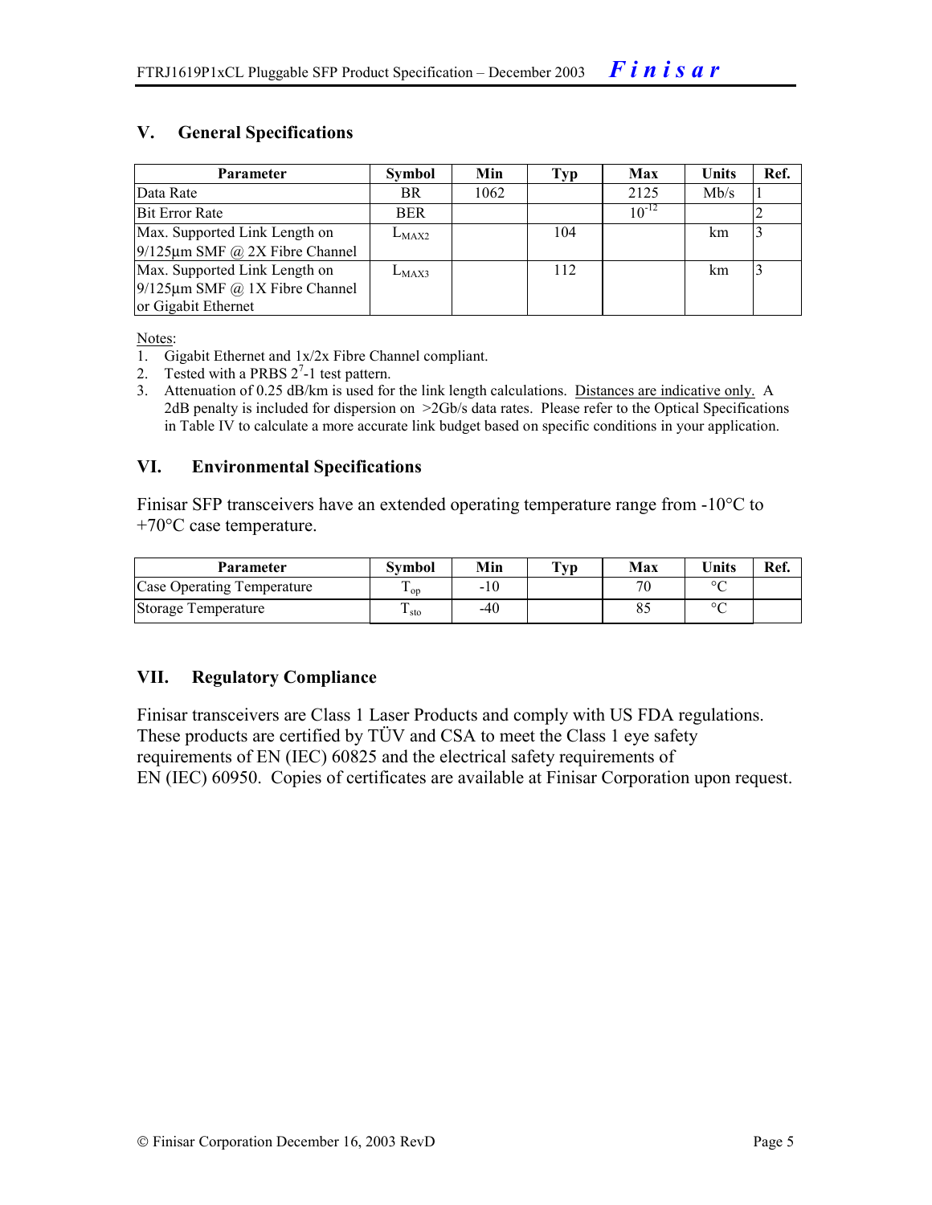## V. General Specifications

| Parameter | Symbol | Min | Typ | Max | Units | Ref. |
|---|---|---|---|---|---|---|
| Data Rate | BR | 1062 | | 2125 | Mb/s | 1 |
| Bit Error Rate | BER | | | $10^{-12}$ | | 2 |
| Max. Supported Link Length on 9/125µm SMF @ 2X Fibre Channel | $L_{MAX2}$ | | 104 | | km | 3 |
| Max. Supported Link Length on 9/125µm SMF @ 1X Fibre Channel or Gigabit Ethernet | $L_{MAX3}$ | | 112 | | km | 3 |

Notes:

1. Gigabit Ethernet and 1x/2x Fibre Channel compliant.
2. Tested with a PRBS $2^7$-1 test pattern.
3. Attenuation of 0.25 dB/km is used for the link length calculations. Distances are indicative only. A 2dB penalty is included for dispersion on >2Gb/s data rates. Please refer to the Optical Specifications in Table IV to calculate a more accurate link budget based on specific conditions in your application.

## VI. Environmental Specifications

Finisar SFP transceivers have an extended operating temperature range from -10°C to +70°C case temperature.

| Parameter | Symbol | Min | Typ | Max | Units | Ref. |
|---|---|---|---|---|---|---|
| Case Operating Temperature | $T_{op}$ | -10 | | 70 | °C | |
| Storage Temperature | $T_{sto}$ | -40 | | 85 | °C | |

## VII. Regulatory Compliance

Finisar transceivers are Class 1 Laser Products and comply with US FDA regulations. These products are certified by TÜV and CSA to meet the Class 1 eye safety requirements of EN (IEC) 60825 and the electrical safety requirements of EN (IEC) 60950. Copies of certificates are available at Finisar Corporation upon request.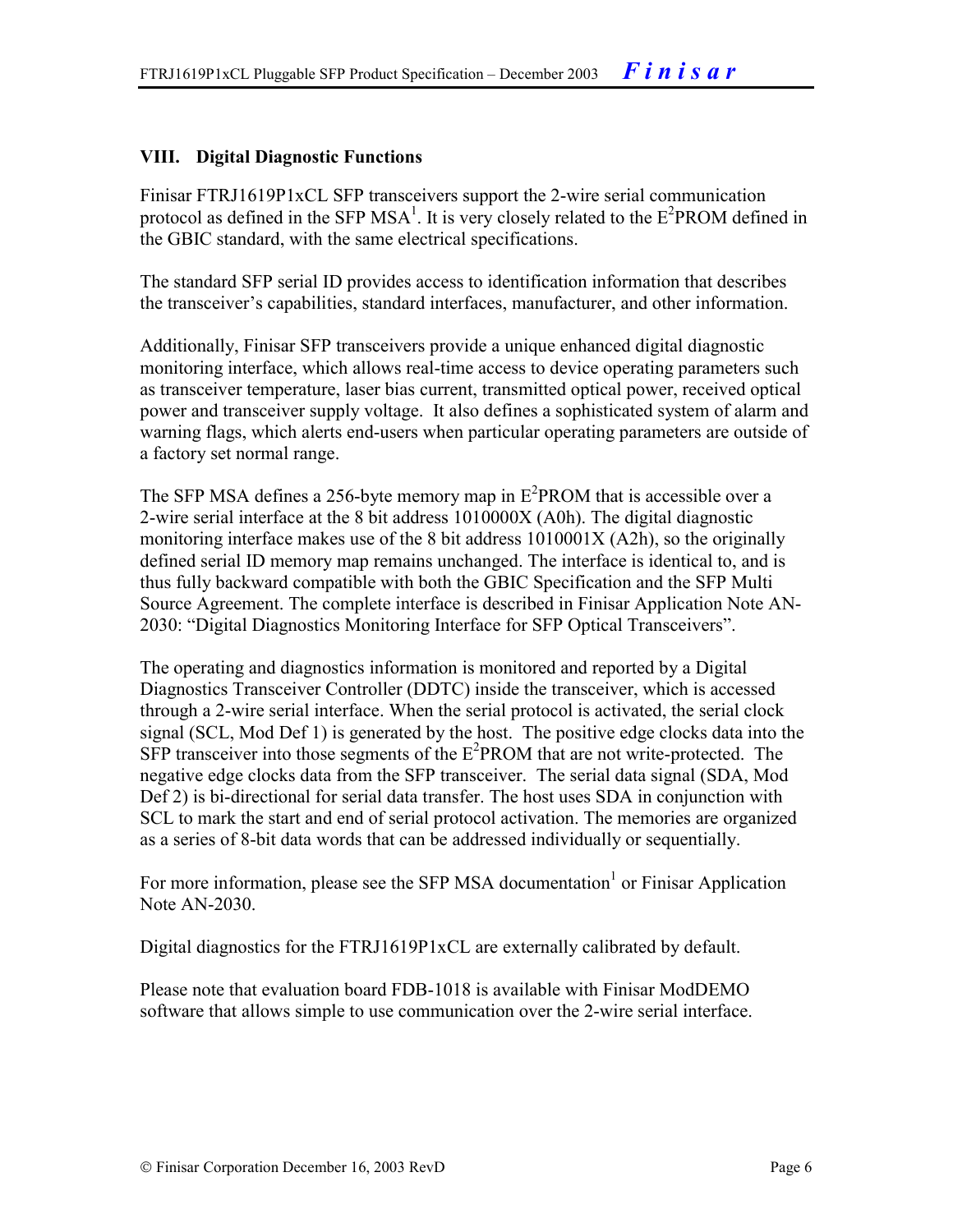## VIII. Digital Diagnostic Functions

Finisar FTRJ1619P1xCL SFP transceivers support the 2-wire serial communication protocol as defined in the SFP MSA[1]. It is very closely related to the $E^2$PROM defined in the GBIC standard, with the same electrical specifications.

The standard SFP serial ID provides access to identification information that describes the transceiver's capabilities, standard interfaces, manufacturer, and other information.

Additionally, Finisar SFP transceivers provide a unique enhanced digital diagnostic monitoring interface, which allows real-time access to device operating parameters such as transceiver temperature, laser bias current, transmitted optical power, received optical power and transceiver supply voltage. It also defines a sophisticated system of alarm and warning flags, which alerts end-users when particular operating parameters are outside of a factory set normal range.

The SFP MSA defines a 256-byte memory map in $E^2$PROM that is accessible over a 2-wire serial interface at the 8 bit address 1010000X (A0h). The digital diagnostic monitoring interface makes use of the 8 bit address 1010001X (A2h), so the originally defined serial ID memory map remains unchanged. The interface is identical to, and is thus fully backward compatible with both the GBIC Specification and the SFP Multi Source Agreement. The complete interface is described in Finisar Application Note AN-2030: "Digital Diagnostics Monitoring Interface for SFP Optical Transceivers".

The operating and diagnostics information is monitored and reported by a Digital Diagnostics Transceiver Controller (DDTC) inside the transceiver, which is accessed through a 2-wire serial interface. When the serial protocol is activated, the serial clock signal (SCL, Mod Def 1) is generated by the host. The positive edge clocks data into the SFP transceiver into those segments of the $E^2$PROM that are not write-protected. The negative edge clocks data from the SFP transceiver. The serial data signal (SDA, Mod Def 2) is bi-directional for serial data transfer. The host uses SDA in conjunction with SCL to mark the start and end of serial protocol activation. The memories are organized as a series of 8-bit data words that can be addressed individually or sequentially.

For more information, please see the SFP MSA documentation[1] or Finisar Application Note AN-2030.

Digital diagnostics for the FTRJ1619P1xCL are externally calibrated by default.

Please note that evaluation board FDB-1018 is available with Finisar ModDEMO software that allows simple to use communication over the 2-wire serial interface.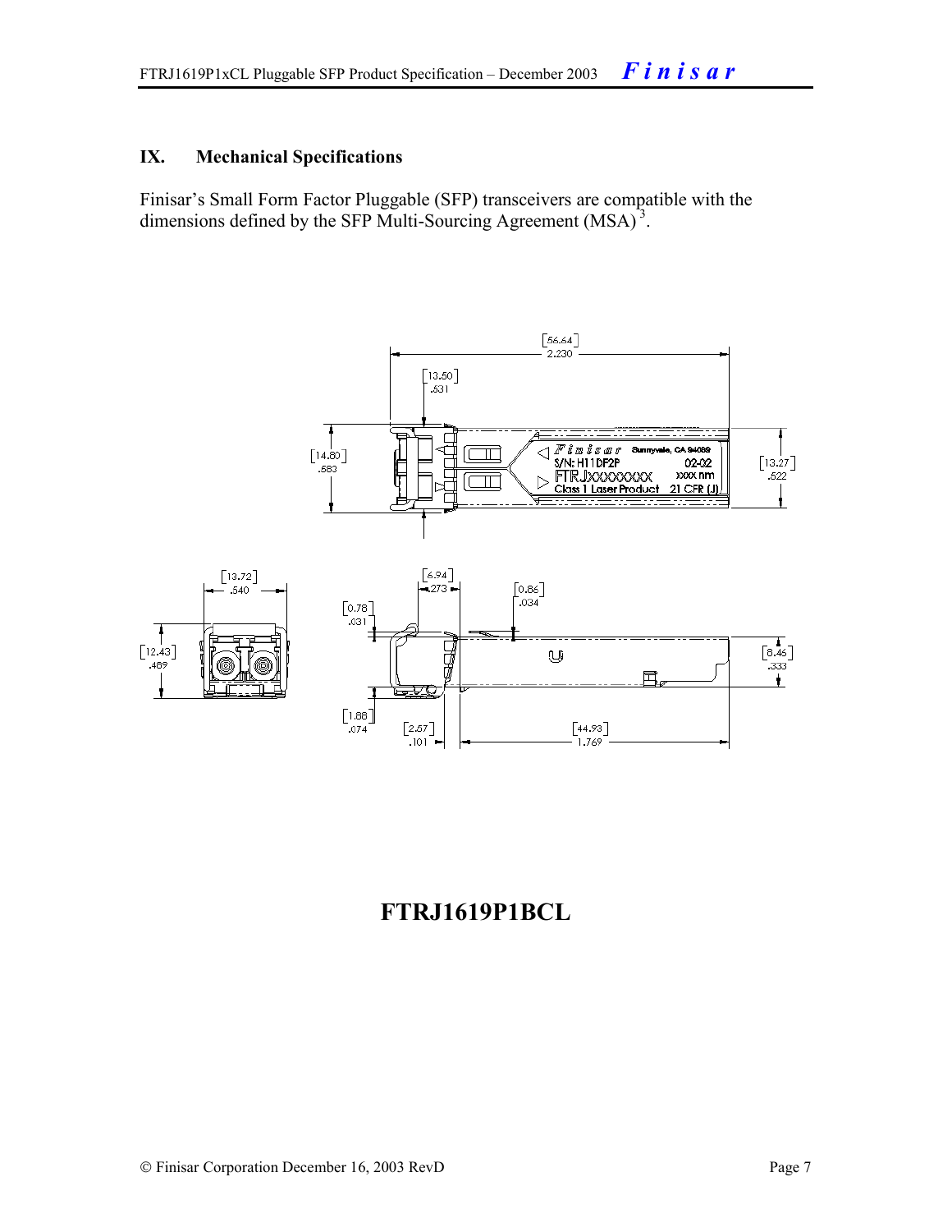## IX. Mechanical Specifications

Finisar's Small Form Factor Pluggable (SFP) transceivers are compatible with the dimensions defined by the SFP Multi-Sourcing Agreement (MSA) [3].

**FTRJ1619P1BCL**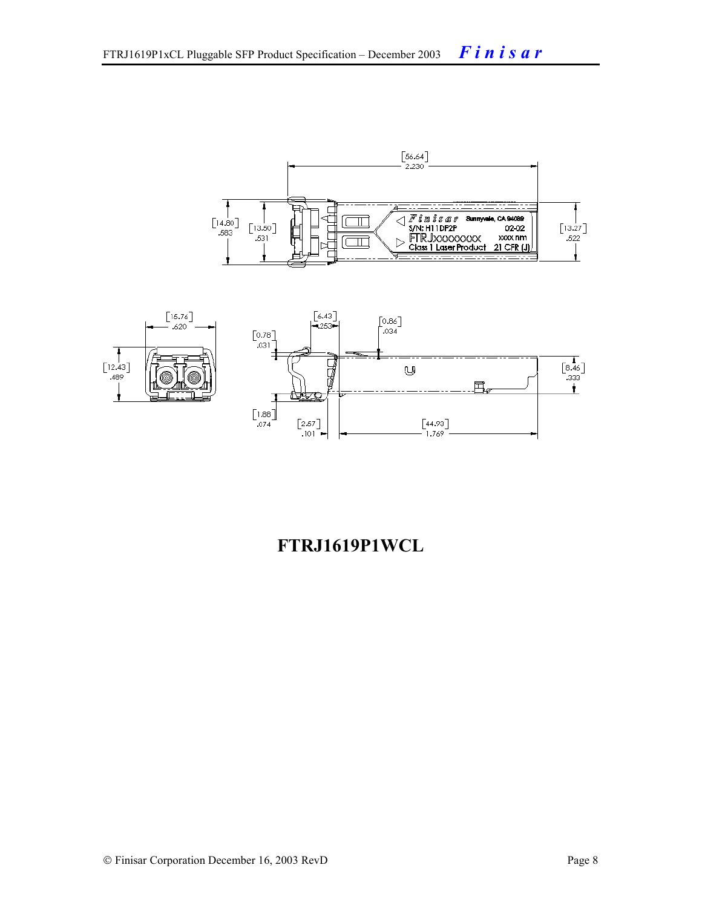**FTRJ1619P1WCL**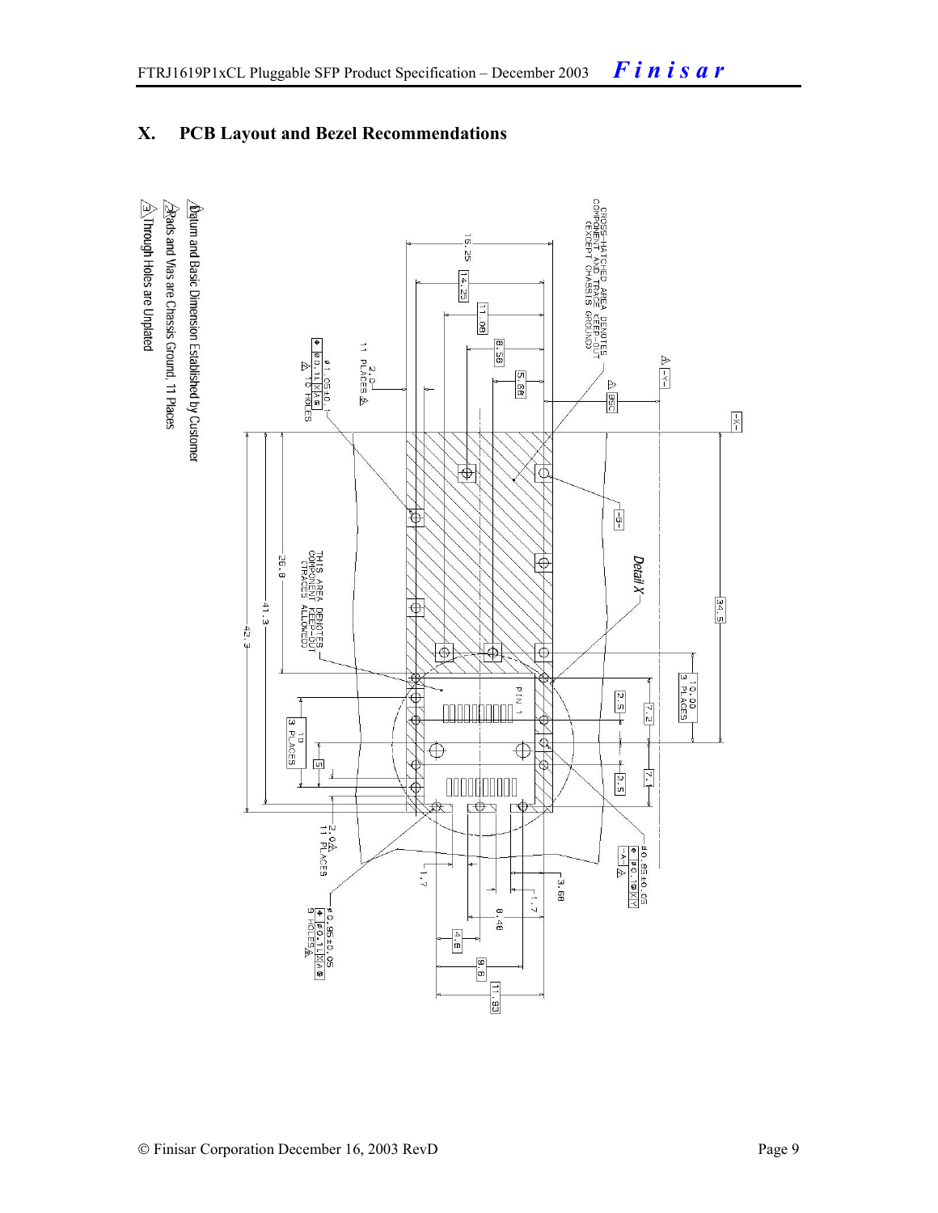## X. PCB Layout and Bezel Recommendations

CROSS-HATCHED AREA DENOTES COMPONENT AND TRACE KEEP-OUT (EXCEPT CHASSIS GROUND)

THIS AREA DENOTES COMPONENT KEEP-OUT (TRACES ALLOWED)

Detail X

PIN 1

16.25, 14.25, 11.08, 8.58, 5.68, BSC, 34.5, 10.00 3 PLACES, 2.5, 7.2, 2.5, 7.1, 26.8, 41.3, 42.3, 10 3 PLACES, 5, 1.7, 3.68, 1.7, 8.48, 4.8, 9.6, 11.93

2.0 11 PLACES

Ø1.05±0.1 16 HOLES

Ø0.85±0.05

Ø0.95±0.05 9 HOLES

1. Datum and Basic Dimension Established by Customer
2. Pads and Vias are Chassis Ground, 11 Places
3. Through Holes are Unplated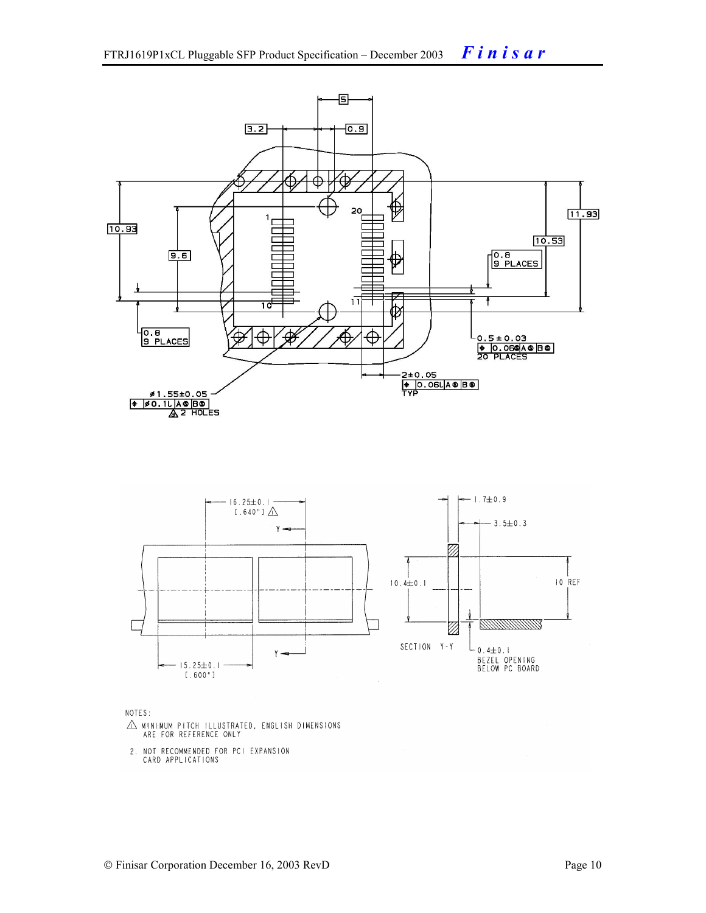3.2

0.9

5

10.93

9.6

1

20

10

11

11.93

10.53

0.8
9 PLACES

0.8
9 PLACES

0.5 ± 0.03
⌖ 0.06Ⓛ A Ⓢ B Ⓢ
20 PLACES

2±0.05
⌖ 0.06Ⓛ A Ⓢ B Ⓢ
TYP

ø1.55±0.05
⌖ ø0.1Ⓛ A Ⓢ B Ⓢ
2 HOLES

16.25±0.1
[.640"]

Y

Y

15.25±0.1
[.600"]

1.7±0.9

3.5±0.3

10.4±0.1

10 REF

SECTION Y-Y

0.4±0.1
BEZEL OPENING
BELOW PC BOARD

NOTES:

1. MINIMUM PITCH ILLUSTRATED, ENGLISH DIMENSIONS ARE FOR REFERENCE ONLY
2. NOT RECOMMENDED FOR PCI EXPANSION CARD APPLICATIONS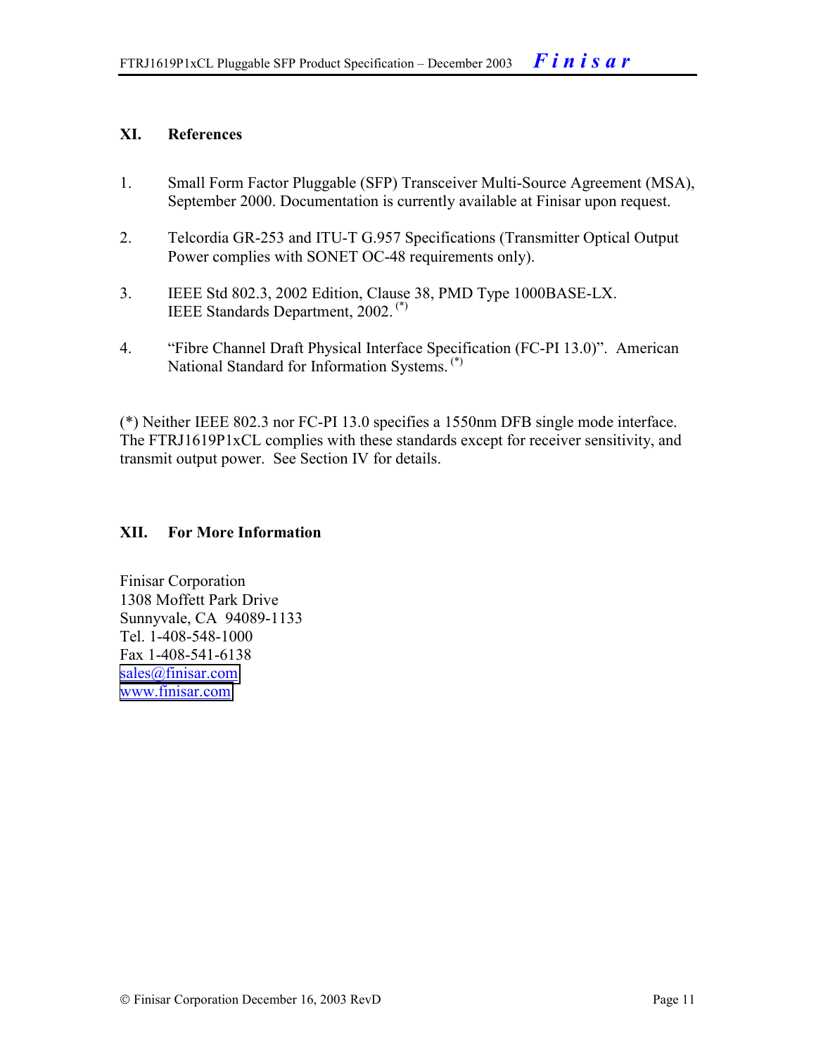## XI. References

1. Small Form Factor Pluggable (SFP) Transceiver Multi-Source Agreement (MSA), September 2000. Documentation is currently available at Finisar upon request.

2. Telcordia GR-253 and ITU-T G.957 Specifications (Transmitter Optical Output Power complies with SONET OC-48 requirements only).

3. IEEE Std 802.3, 2002 Edition, Clause 38, PMD Type 1000BASE-LX. IEEE Standards Department, 2002. (*)

4. "Fibre Channel Draft Physical Interface Specification (FC-PI 13.0)". American National Standard for Information Systems. (*)

(*) Neither IEEE 802.3 nor FC-PI 13.0 specifies a 1550nm DFB single mode interface. The FTRJ1619P1xCL complies with these standards except for receiver sensitivity, and transmit output power. See Section IV for details.

## XII. For More Information

Finisar Corporation
1308 Moffett Park Drive
Sunnyvale, CA 94089-1133
Tel. 1-408-548-1000
Fax 1-408-541-6138
sales@finisar.com
www.finisar.com